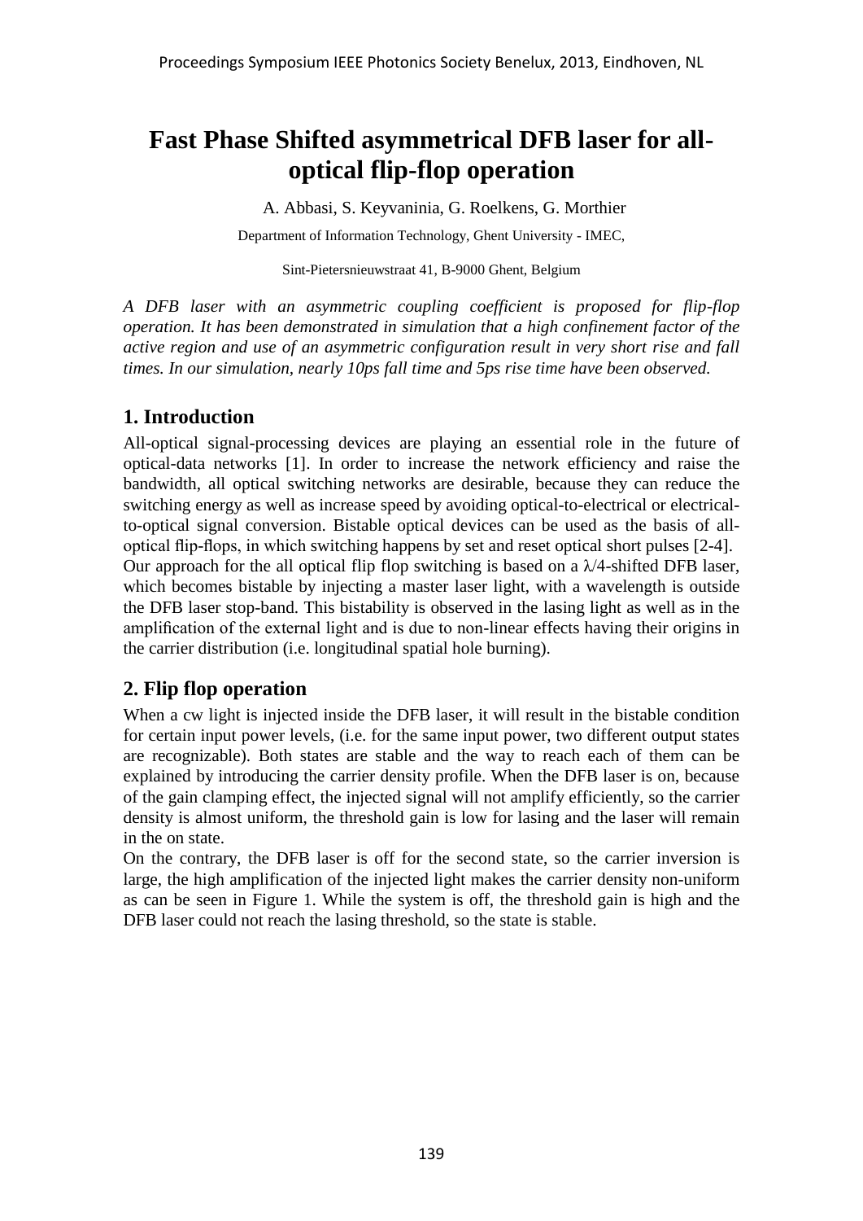# Fast Phase Shifted asymmetrical DFB laser for all-optical flip-flop operation

A. Abbasi, S. Keyvaninia, G. Roelkens, G. Morthier

Department of Information Technology, Ghent University - IMEC,

Sint-Pietersnieuwstraat 41, B-9000 Ghent, Belgium

*A DFB laser with an asymmetric coupling coefficient is proposed for flip-flop operation. It has been demonstrated in simulation that a high confinement factor of the active region and use of an asymmetric configuration result in very short rise and fall times. In our simulation, nearly 10ps fall time and 5ps rise time have been observed.*

## 1. Introduction

All-optical signal-processing devices are playing an essential role in the future of optical-data networks [1]. In order to increase the network efficiency and raise the bandwidth, all optical switching networks are desirable, because they can reduce the switching energy as well as increase speed by avoiding optical-to-electrical or electrical-to-optical signal conversion. Bistable optical devices can be used as the basis of all-optical flip-flops, in which switching happens by set and reset optical short pulses [2-4].
Our approach for the all optical flip flop switching is based on a $\lambda/4$-shifted DFB laser, which becomes bistable by injecting a master laser light, with a wavelength is outside the DFB laser stop-band. This bistability is observed in the lasing light as well as in the amplification of the external light and is due to non-linear effects having their origins in the carrier distribution (i.e. longitudinal spatial hole burning).

## 2. Flip flop operation

When a cw light is injected inside the DFB laser, it will result in the bistable condition for certain input power levels, (i.e. for the same input power, two different output states are recognizable). Both states are stable and the way to reach each of them can be explained by introducing the carrier density profile. When the DFB laser is on, because of the gain clamping effect, the injected signal will not amplify efficiently, so the carrier density is almost uniform, the threshold gain is low for lasing and the laser will remain in the on state.
On the contrary, the DFB laser is off for the second state, so the carrier inversion is large, the high amplification of the injected light makes the carrier density non-uniform as can be seen in Figure 1. While the system is off, the threshold gain is high and the DFB laser could not reach the lasing threshold, so the state is stable.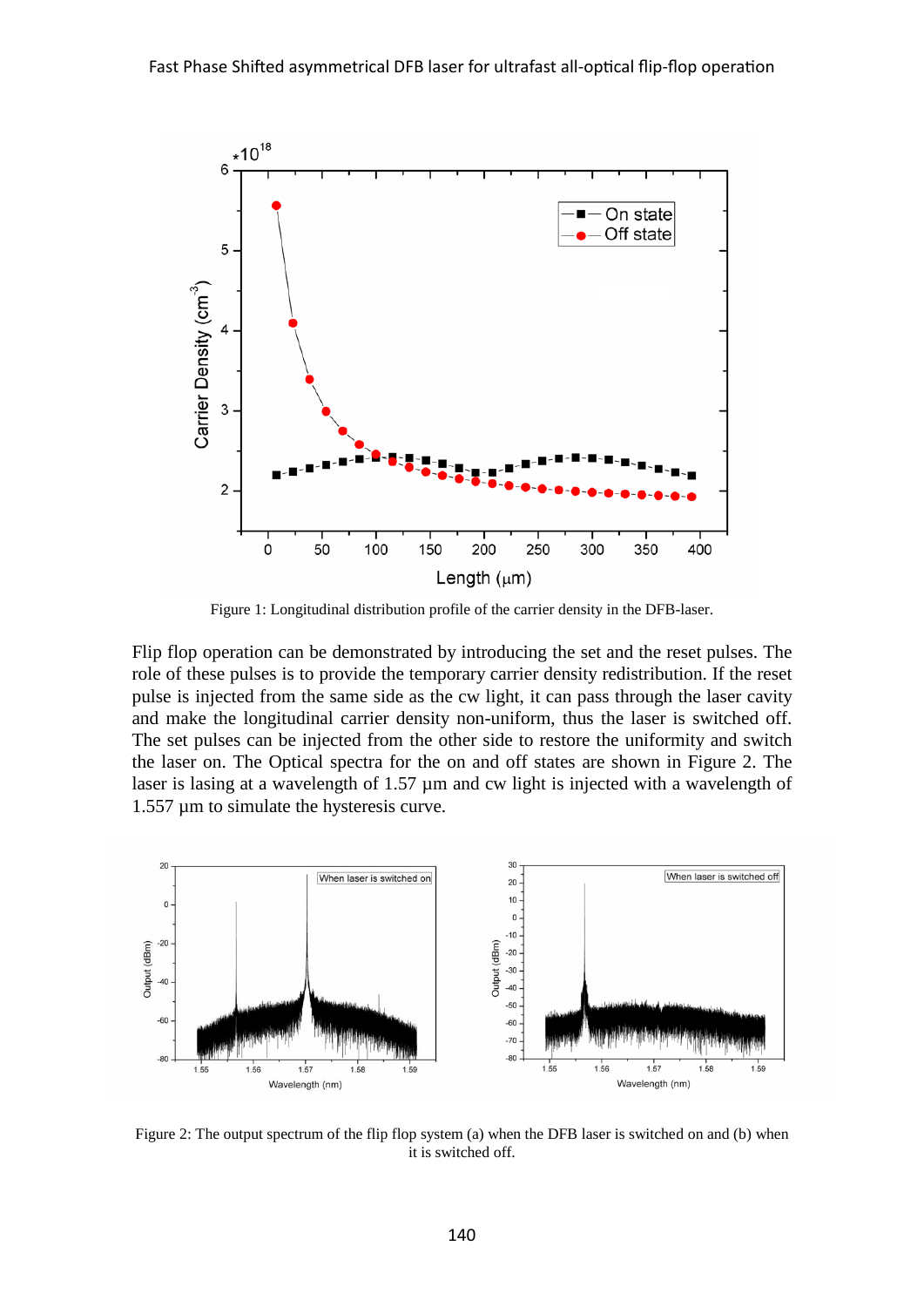Figure 1: Longitudinal distribution profile of the carrier density in the DFB-laser.

Flip flop operation can be demonstrated by introducing the set and the reset pulses. The role of these pulses is to provide the temporary carrier density redistribution. If the reset pulse is injected from the same side as the cw light, it can pass through the laser cavity and make the longitudinal carrier density non-uniform, thus the laser is switched off. The set pulses can be injected from the other side to restore the uniformity and switch the laser on. The Optical spectra for the on and off states are shown in Figure 2. The laser is lasing at a wavelength of 1.57 µm and cw light is injected with a wavelength of 1.557 µm to simulate the hysteresis curve.

Figure 2: The output spectrum of the flip flop system (a) when the DFB laser is switched on and (b) when it is switched off.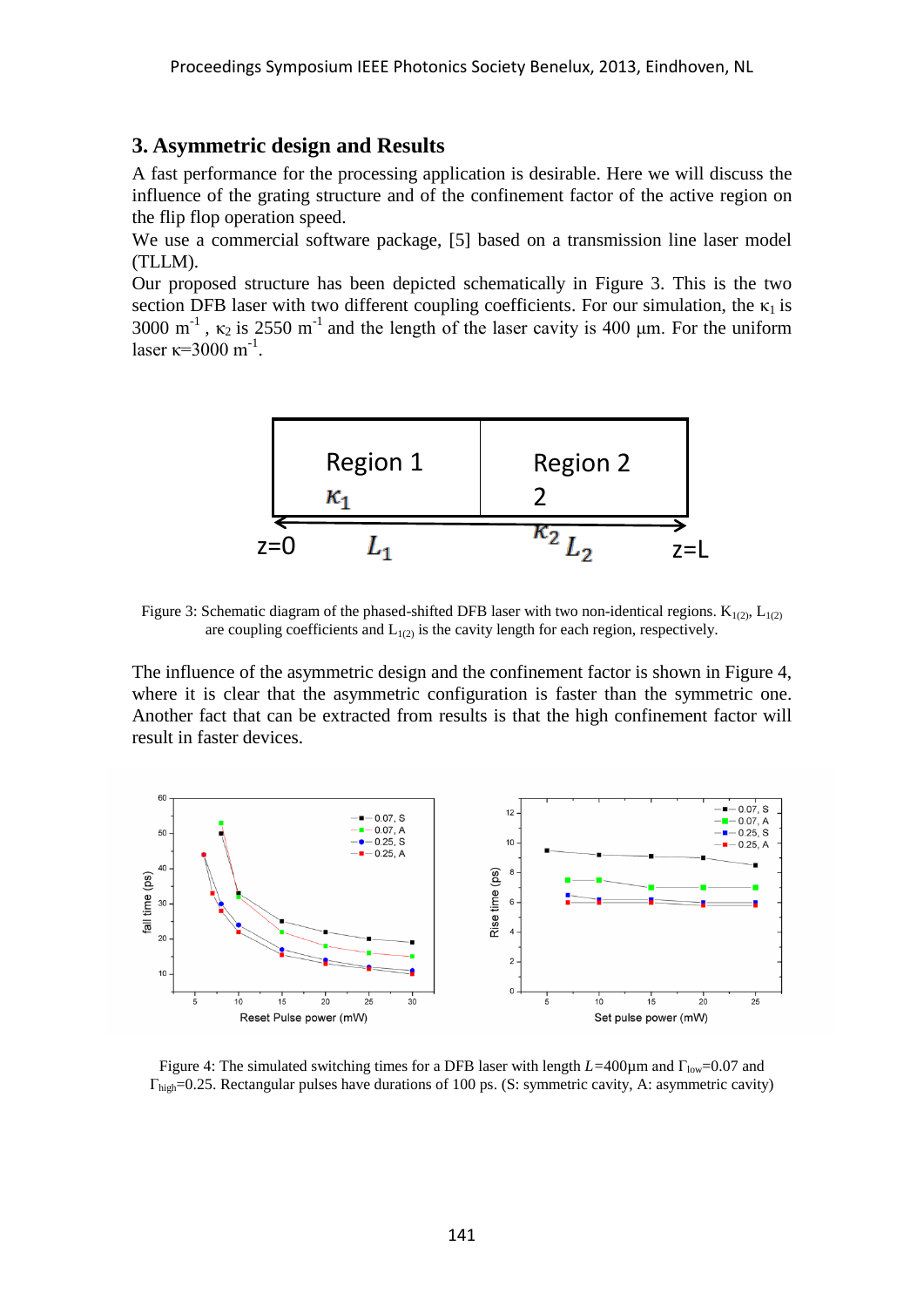## 3. Asymmetric design and Results

A fast performance for the processing application is desirable. Here we will discuss the influence of the grating structure and of the confinement factor of the active region on the flip flop operation speed.

We use a commercial software package, [5] based on a transmission line laser model (TLLM).

Our proposed structure has been depicted schematically in Figure 3. This is the two section DFB laser with two different coupling coefficients. For our simulation, the $\kappa_1$ is 3000 $m^{-1}$ , $\kappa_2$ is 2550 $m^{-1}$ and the length of the laser cavity is 400 μm. For the uniform laser $\kappa$=3000 $m^{-1}$.

Figure 3: Schematic diagram of the phased-shifted DFB laser with two non-identical regions. $K_{1(2)}$, $L_{1(2)}$ are coupling coefficients and $L_{1(2)}$ is the cavity length for each region, respectively.

The influence of the asymmetric design and the confinement factor is shown in Figure 4, where it is clear that the asymmetric configuration is faster than the symmetric one. Another fact that can be extracted from results is that the high confinement factor will result in faster devices.

Figure 4: The simulated switching times for a DFB laser with length $L$=400μm and $\Gamma_{low}$=0.07 and $\Gamma_{high}$=0.25. Rectangular pulses have durations of 100 ps. (S: symmetric cavity, A: asymmetric cavity)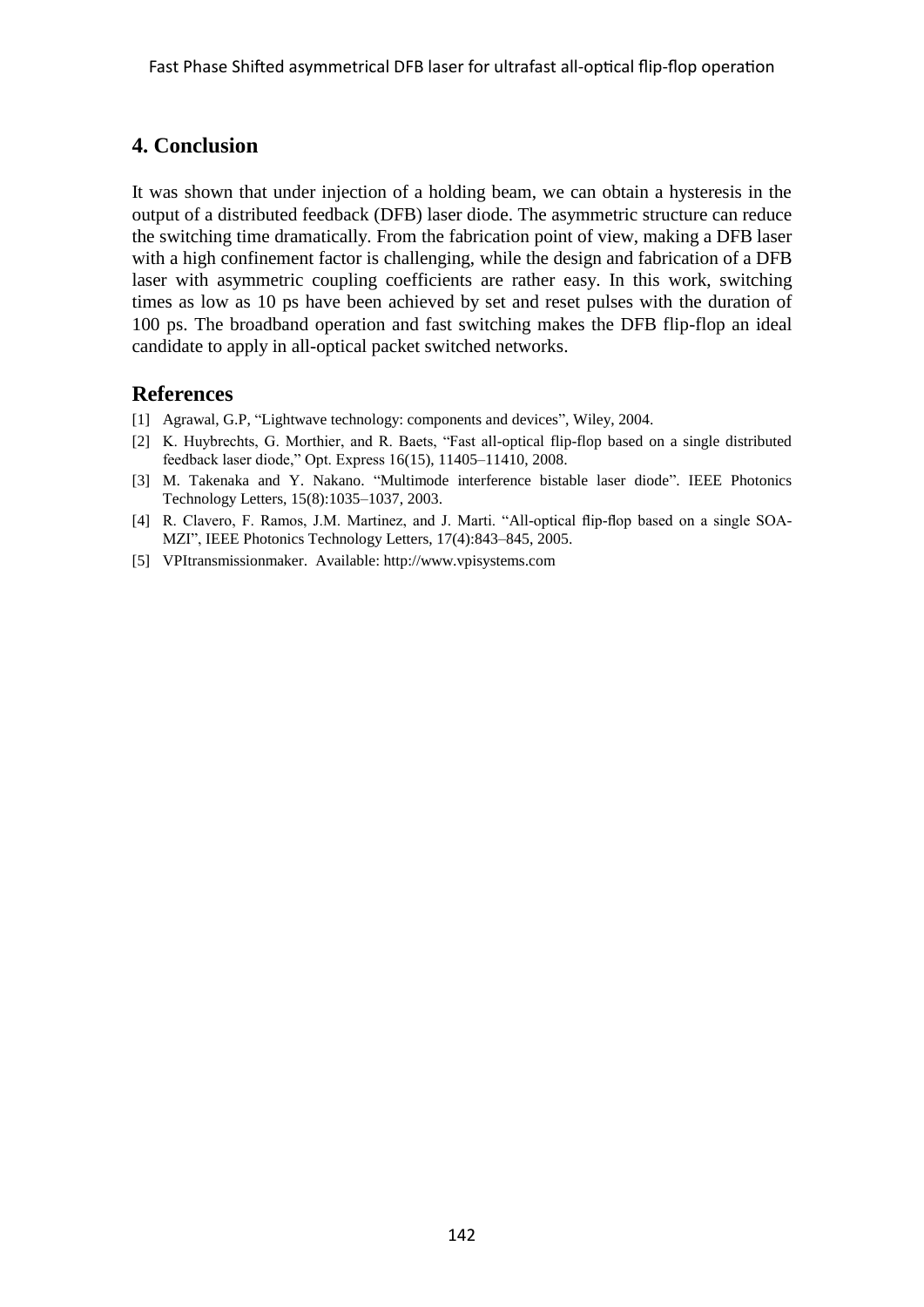## 4. Conclusion

It was shown that under injection of a holding beam, we can obtain a hysteresis in the output of a distributed feedback (DFB) laser diode. The asymmetric structure can reduce the switching time dramatically. From the fabrication point of view, making a DFB laser with a high confinement factor is challenging, while the design and fabrication of a DFB laser with asymmetric coupling coefficients are rather easy. In this work, switching times as low as 10 ps have been achieved by set and reset pulses with the duration of 100 ps. The broadband operation and fast switching makes the DFB flip-flop an ideal candidate to apply in all-optical packet switched networks.

## References

[1] Agrawal, G.P, "Lightwave technology: components and devices", Wiley, 2004.

[2] K. Huybrechts, G. Morthier, and R. Baets, "Fast all-optical flip-flop based on a single distributed feedback laser diode," Opt. Express 16(15), 11405–11410, 2008.

[3] M. Takenaka and Y. Nakano. "Multimode interference bistable laser diode". IEEE Photonics Technology Letters, 15(8):1035–1037, 2003.

[4] R. Clavero, F. Ramos, J.M. Martinez, and J. Marti. "All-optical flip-flop based on a single SOA-MZI", IEEE Photonics Technology Letters, 17(4):843–845, 2005.

[5] VPItransmissionmaker. Available: http://www.vpisystems.com